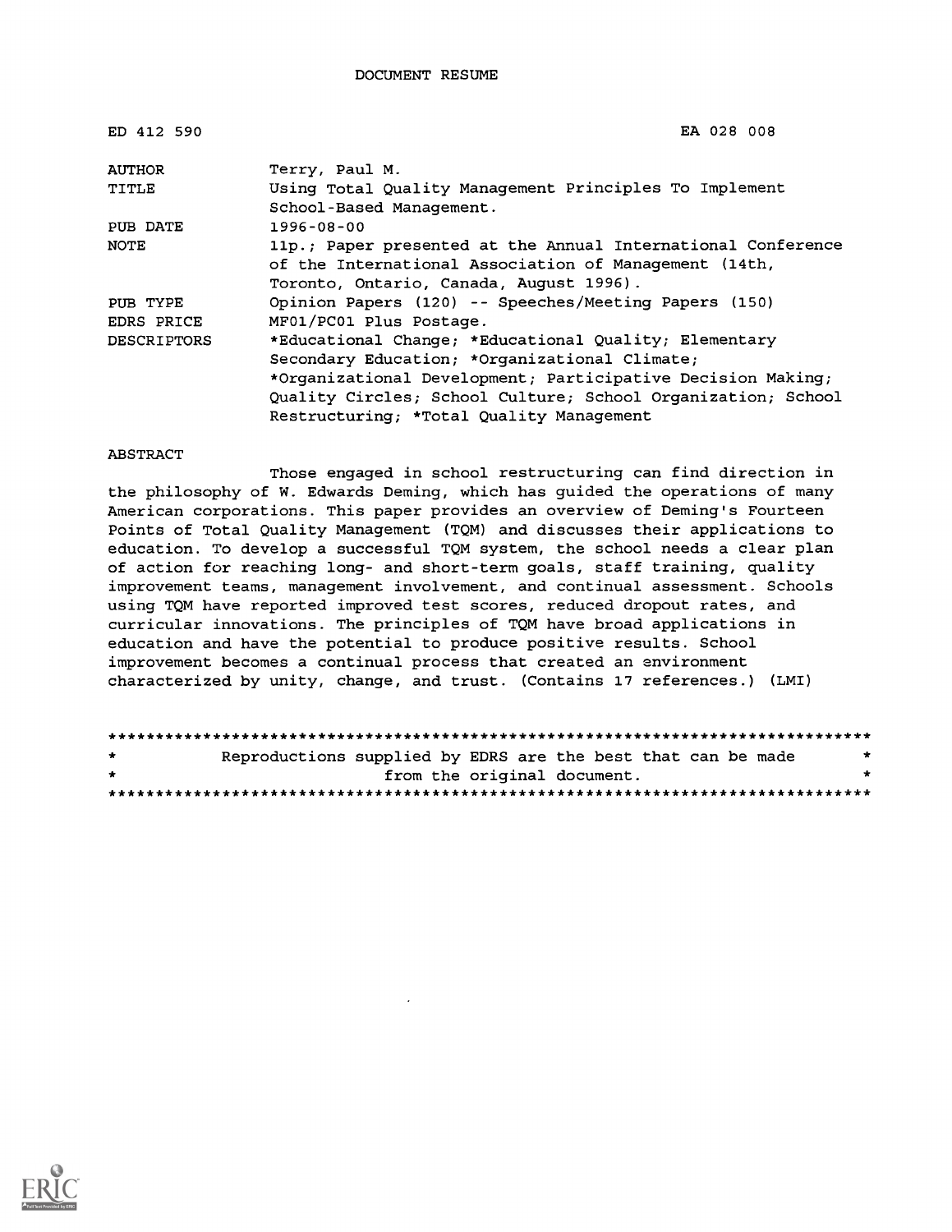DOCUMENT RESUME

ED 412 590 EA 028 008

| | |
|---|---|
| AUTHOR | Terry, Paul M. |
| TITLE | Using Total Quality Management Principles To Implement School-Based Management. |
| PUB DATE | 1996-08-00 |
| NOTE | 11p.; Paper presented at the Annual International Conference of the International Association of Management (14th, Toronto, Ontario, Canada, August 1996). |
| PUB TYPE | Opinion Papers (120) -- Speeches/Meeting Papers (150) |
| EDRS PRICE | MF01/PC01 Plus Postage. |
| DESCRIPTORS | *Educational Change; *Educational Quality; Elementary Secondary Education; *Organizational Climate; *Organizational Development; Participative Decision Making; Quality Circles; School Culture; School Organization; School Restructuring; *Total Quality Management |

ABSTRACT

Those engaged in school restructuring can find direction in the philosophy of W. Edwards Deming, which has guided the operations of many American corporations. This paper provides an overview of Deming's Fourteen Points of Total Quality Management (TQM) and discusses their applications to education. To develop a successful TQM system, the school needs a clear plan of action for reaching long- and short-term goals, staff training, quality improvement teams, management involvement, and continual assessment. Schools using TQM have reported improved test scores, reduced dropout rates, and curricular innovations. The principles of TQM have broad applications in education and have the potential to produce positive results. School improvement becomes a continual process that created an environment characterized by unity, change, and trust. (Contains 17 references.) (LMI)

********************************************************************************
* Reproductions supplied by EDRS are the best that can be made *
* from the original document. *
********************************************************************************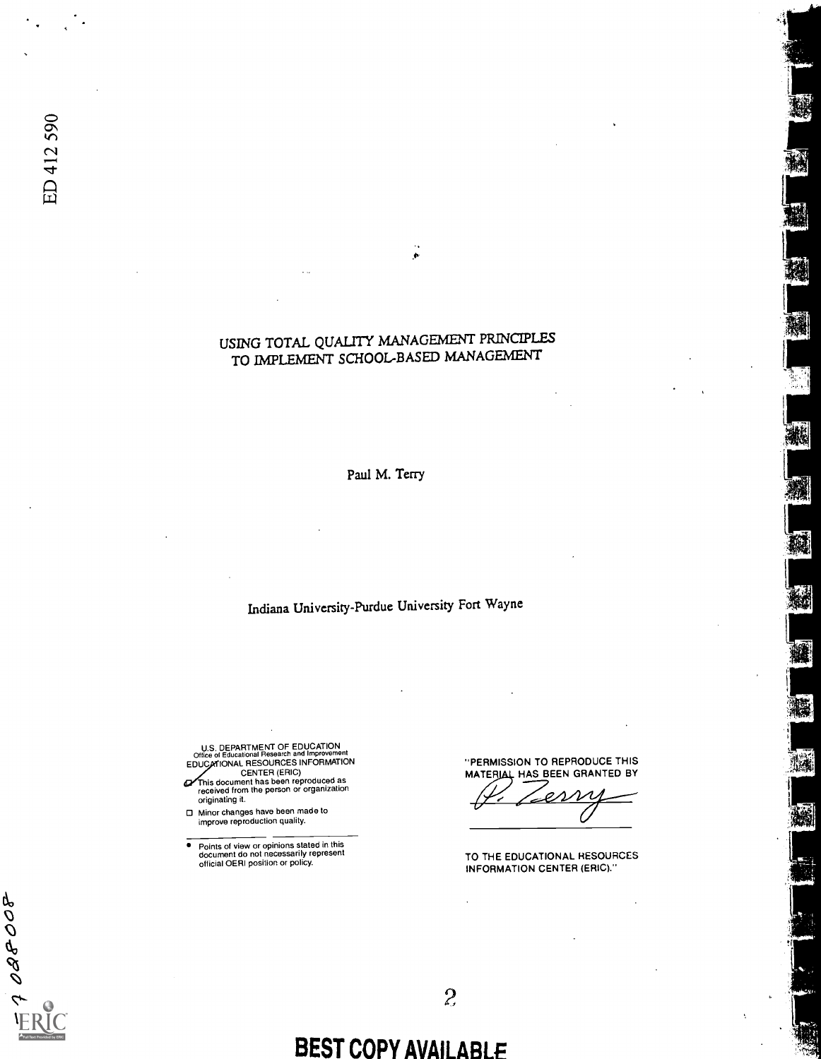ED 412 590

# USING TOTAL QUALITY MANAGEMENT PRINCIPLES TO IMPLEMENT SCHOOL-BASED MANAGEMENT

Paul M. Terry

Indiana University-Purdue University Fort Wayne

U.S. DEPARTMENT OF EDUCATION
Office of Educational Research and Improvement
EDUCATIONAL RESOURCES INFORMATION CENTER (ERIC)

- This document has been reproduced as received from the person or organization originating it.
- Minor changes have been made to improve reproduction quality.

- Points of view or opinions stated in this document do not necessarily represent official OERI position or policy.

"PERMISSION TO REPRODUCE THIS MATERIAL HAS BEEN GRANTED BY

P. Terry

TO THE EDUCATIONAL RESOURCES INFORMATION CENTER (ERIC)."

BEST COPY AVAILABLE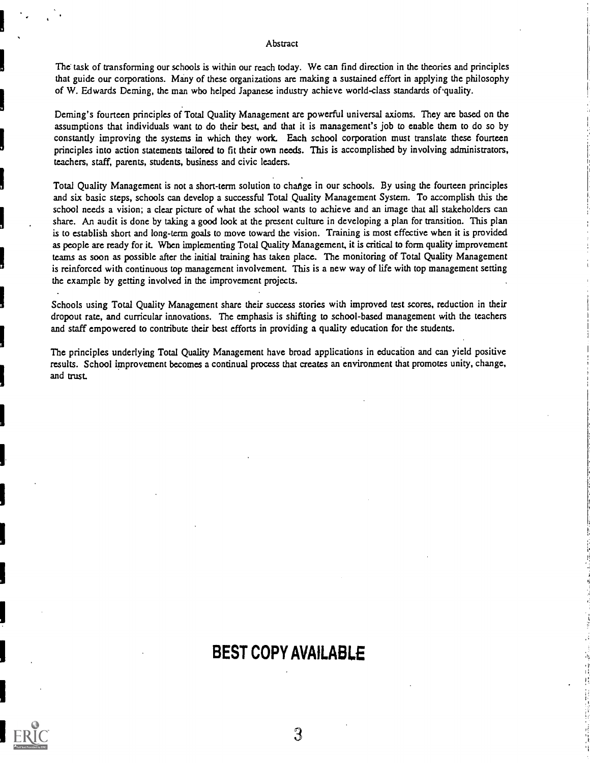# Abstract

The task of transforming our schools is within our reach today. We can find direction in the theories and principles that guide our corporations. Many of these organizations are making a sustained effort in applying the philosophy of W. Edwards Deming, the man who helped Japanese industry achieve world-class standards of quality.

Deming's fourteen principles of Total Quality Management are powerful universal axioms. They are based on the assumptions that individuals want to do their best, and that it is management's job to enable them to do so by constantly improving the systems in which they work. Each school corporation must translate these fourteen principles into action statements tailored to fit their own needs. This is accomplished by involving administrators, teachers, staff, parents, students, business and civic leaders.

Total Quality Management is not a short-term solution to change in our schools. By using the fourteen principles and six basic steps, schools can develop a successful Total Quality Management System. To accomplish this the school needs a vision; a clear picture of what the school wants to achieve and an image that all stakeholders can share. An audit is done by taking a good look at the present culture in developing a plan for transition. This plan is to establish short and long-term goals to move toward the vision. Training is most effective when it is provided as people are ready for it. When implementing Total Quality Management, it is critical to form quality improvement teams as soon as possible after the initial training has taken place. The monitoring of Total Quality Management is reinforced with continuous top management involvement. This is a new way of life with top management setting the example by getting involved in the improvement projects.

Schools using Total Quality Management share their success stories with improved test scores, reduction in their dropout rate, and curricular innovations. The emphasis is shifting to school-based management with the teachers and staff empowered to contribute their best efforts in providing a quality education for the students.

The principles underlying Total Quality Management have broad applications in education and can yield positive results. School improvement becomes a continual process that creates an environment that promotes unity, change, and trust.

**BEST COPY AVAILABLE**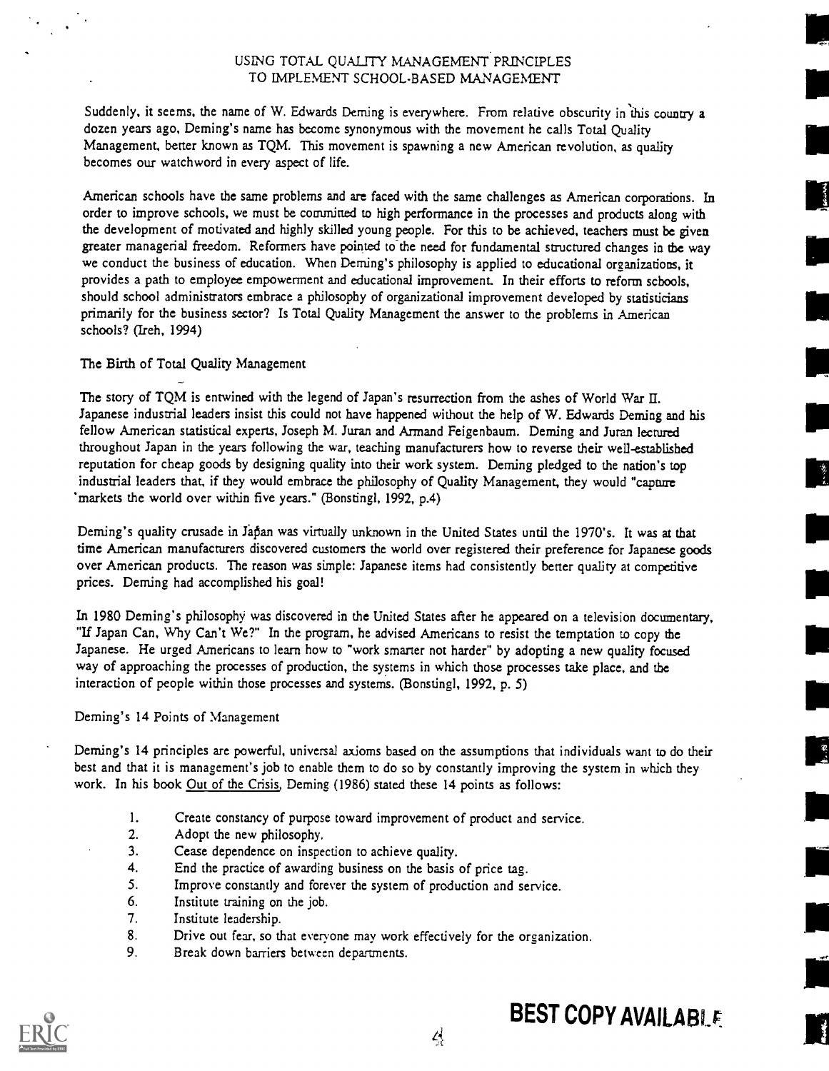# USING TOTAL QUALITY MANAGEMENT PRINCIPLES TO IMPLEMENT SCHOOL-BASED MANAGEMENT

Suddenly, it seems, the name of W. Edwards Deming is everywhere. From relative obscurity in this country a dozen years ago, Deming's name has become synonymous with the movement he calls Total Quality Management, better known as TQM. This movement is spawning a new American revolution, as quality becomes our watchword in every aspect of life.

American schools have the same problems and are faced with the same challenges as American corporations. In order to improve schools, we must be committed to high performance in the processes and products along with the development of motivated and highly skilled young people. For this to be achieved, teachers must be given greater managerial freedom. Reformers have pointed to the need for fundamental structured changes in the way we conduct the business of education. When Deming's philosophy is applied to educational organizations, it provides a path to employee empowerment and educational improvement. In their efforts to reform schools, should school administrators embrace a philosophy of organizational improvement developed by statisticians primarily for the business sector? Is Total Quality Management the answer to the problems in American schools? (Ireh, 1994)

## The Birth of Total Quality Management

The story of TQM is entwined with the legend of Japan's resurrection from the ashes of World War II. Japanese industrial leaders insist this could not have happened without the help of W. Edwards Deming and his fellow American statistical experts, Joseph M. Juran and Armand Feigenbaum. Deming and Juran lectured throughout Japan in the years following the war, teaching manufacturers how to reverse their well-established reputation for cheap goods by designing quality into their work system. Deming pledged to the nation's top industrial leaders that, if they would embrace the philosophy of Quality Management, they would "capture markets the world over within five years." (Bonstingl, 1992, p.4)

Deming's quality crusade in Japan was virtually unknown in the United States until the 1970's. It was at that time American manufacturers discovered customers the world over registered their preference for Japanese goods over American products. The reason was simple: Japanese items had consistently better quality at competitive prices. Deming had accomplished his goal!

In 1980 Deming's philosophy was discovered in the United States after he appeared on a television documentary, "If Japan Can, Why Can't We?" In the program, he advised Americans to resist the temptation to copy the Japanese. He urged Americans to learn how to "work smarter not harder" by adopting a new quality focused way of approaching the processes of production, the systems in which those processes take place, and the interaction of people within those processes and systems. (Bonstingl, 1992, p. 5)

## Deming's 14 Points of Management

Deming's 14 principles are powerful, universal axioms based on the assumptions that individuals want to do their best and that it is management's job to enable them to do so by constantly improving the system in which they work. In his book Out of the Crisis, Deming (1986) stated these 14 points as follows:

1. Create constancy of purpose toward improvement of product and service.
2. Adopt the new philosophy.
3. Cease dependence on inspection to achieve quality.
4. End the practice of awarding business on the basis of price tag.
5. Improve constantly and forever the system of production and service.
6. Institute training on the job.
7. Institute leadership.
8. Drive out fear, so that everyone may work effectively for the organization.
9. Break down barriers between departments.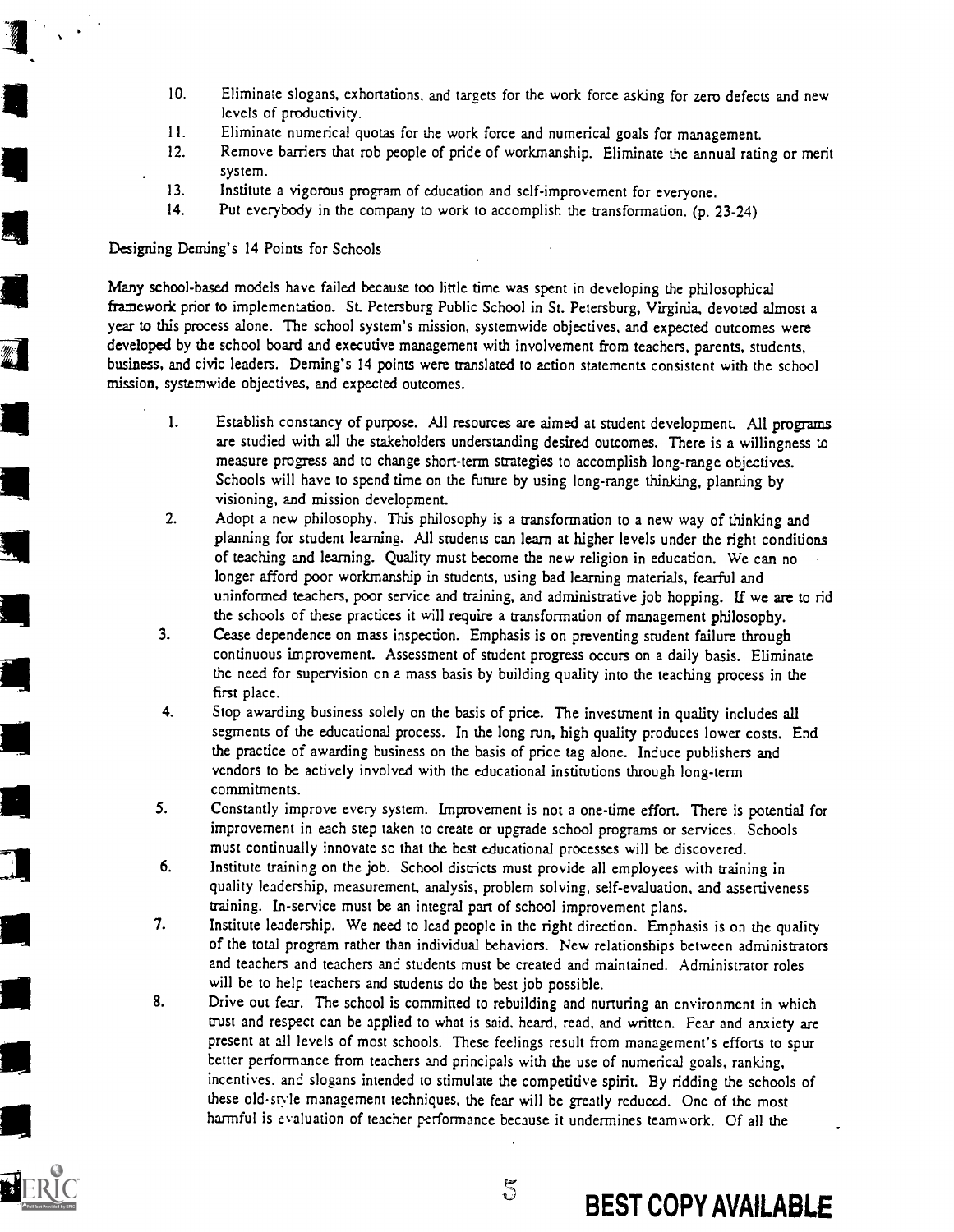10. Eliminate slogans, exhortations, and targets for the work force asking for zero defects and new levels of productivity.
11. Eliminate numerical quotas for the work force and numerical goals for management.
12. Remove barriers that rob people of pride of workmanship. Eliminate the annual rating or merit system.
13. Institute a vigorous program of education and self-improvement for everyone.
14. Put everybody in the company to work to accomplish the transformation. (p. 23-24)

Designing Deming's 14 Points for Schools

Many school-based models have failed because too little time was spent in developing the philosophical framework prior to implementation. St. Petersburg Public School in St. Petersburg, Virginia, devoted almost a year to this process alone. The school system's mission, systemwide objectives, and expected outcomes were developed by the school board and executive management with involvement from teachers, parents, students, business, and civic leaders. Deming's 14 points were translated to action statements consistent with the school mission, systemwide objectives, and expected outcomes.

1. Establish constancy of purpose. All resources are aimed at student development. All programs are studied with all the stakeholders understanding desired outcomes. There is a willingness to measure progress and to change short-term strategies to accomplish long-range objectives. Schools will have to spend time on the future by using long-range thinking, planning by visioning, and mission development.
2. Adopt a new philosophy. This philosophy is a transformation to a new way of thinking and planning for student learning. All students can learn at higher levels under the right conditions of teaching and learning. Quality must become the new religion in education. We can no longer afford poor workmanship in students, using bad learning materials, fearful and uninformed teachers, poor service and training, and administrative job hopping. If we are to rid the schools of these practices it will require a transformation of management philosophy.
3. Cease dependence on mass inspection. Emphasis is on preventing student failure through continuous improvement. Assessment of student progress occurs on a daily basis. Eliminate the need for supervision on a mass basis by building quality into the teaching process in the first place.
4. Stop awarding business solely on the basis of price. The investment in quality includes all segments of the educational process. In the long run, high quality produces lower costs. End the practice of awarding business on the basis of price tag alone. Induce publishers and vendors to be actively involved with the educational institutions through long-term commitments.
5. Constantly improve every system. Improvement is not a one-time effort. There is potential for improvement in each step taken to create or upgrade school programs or services. Schools must continually innovate so that the best educational processes will be discovered.
6. Institute training on the job. School districts must provide all employees with training in quality leadership, measurement, analysis, problem solving, self-evaluation, and assertiveness training. In-service must be an integral part of school improvement plans.
7. Institute leadership. We need to lead people in the right direction. Emphasis is on the quality of the total program rather than individual behaviors. New relationships between administrators and teachers and teachers and students must be created and maintained. Administrator roles will be to help teachers and students do the best job possible.
8. Drive out fear. The school is committed to rebuilding and nurturing an environment in which trust and respect can be applied to what is said, heard, read, and written. Fear and anxiety are present at all levels of most schools. These feelings result from management's efforts to spur better performance from teachers and principals with the use of numerical goals, ranking, incentives, and slogans intended to stimulate the competitive spirit. By ridding the schools of these old-style management techniques, the fear will be greatly reduced. One of the most harmful is evaluation of teacher performance because it undermines teamwork. Of all the

BEST COPY AVAILABLE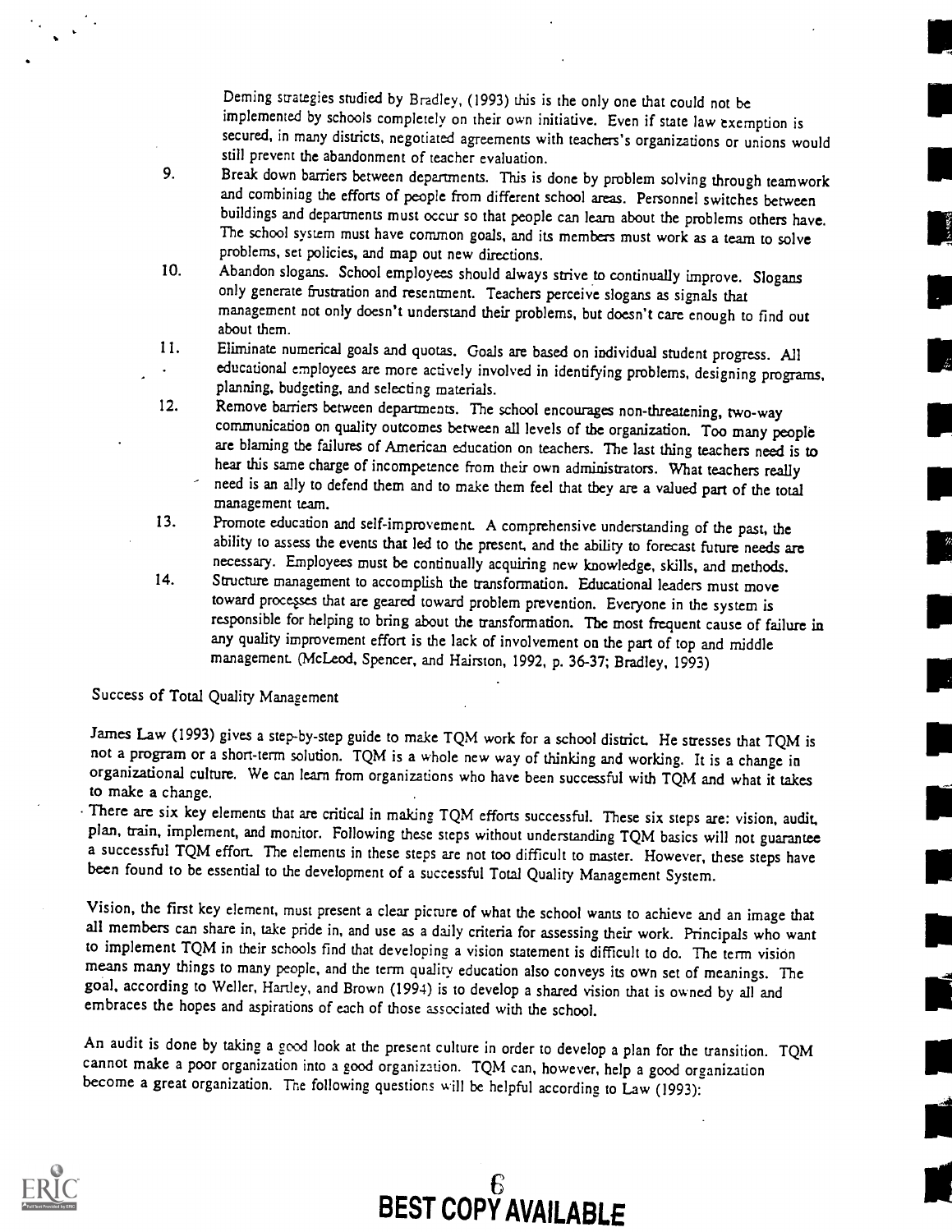Deming strategies studied by Bradley, (1993) this is the only one that could not be implemented by schools completely on their own initiative. Even if state law exemption is secured, in many districts, negotiated agreements with teachers's organizations or unions would still prevent the abandonment of teacher evaluation.

9. Break down barriers between departments. This is done by problem solving through teamwork and combining the efforts of people from different school areas. Personnel switches between buildings and departments must occur so that people can learn about the problems others have. The school system must have common goals, and its members must work as a team to solve problems, set policies, and map out new directions.
10. Abandon slogans. School employees should always strive to continually improve. Slogans only generate frustration and resentment. Teachers perceive slogans as signals that management not only doesn't understand their problems, but doesn't care enough to find out about them.
11. Eliminate numerical goals and quotas. Goals are based on individual student progress. All educational employees are more actively involved in identifying problems, designing programs, planning, budgeting, and selecting materials.
12. Remove barriers between departments. The school encourages non-threatening, two-way communication on quality outcomes between all levels of the organization. Too many people are blaming the failures of American education on teachers. The last thing teachers need is to hear this same charge of incompetence from their own administrators. What teachers really need is an ally to defend them and to make them feel that they are a valued part of the total management team.
13. Promote education and self-improvement. A comprehensive understanding of the past, the ability to assess the events that led to the present, and the ability to forecast future needs are necessary. Employees must be continually acquiring new knowledge, skills, and methods.
14. Structure management to accomplish the transformation. Educational leaders must move toward processes that are geared toward problem prevention. Everyone in the system is responsible for helping to bring about the transformation. The most frequent cause of failure in any quality improvement effort is the lack of involvement on the part of top and middle management. (McLeod, Spencer, and Hairston, 1992, p. 36-37; Bradley, 1993)

## Success of Total Quality Management

James Law (1993) gives a step-by-step guide to make TQM work for a school district. He stresses that TQM is not a program or a short-term solution. TQM is a whole new way of thinking and working. It is a change in organizational culture. We can learn from organizations who have been successful with TQM and what it takes to make a change.

There are six key elements that are critical in making TQM efforts successful. These six steps are: vision, audit, plan, train, implement, and monitor. Following these steps without understanding TQM basics will not guarantee a successful TQM effort. The elements in these steps are not too difficult to master. However, these steps have been found to be essential to the development of a successful Total Quality Management System.

Vision, the first key element, must present a clear picture of what the school wants to achieve and an image that all members can share in, take pride in, and use as a daily criteria for assessing their work. Principals who want to implement TQM in their schools find that developing a vision statement is difficult to do. The term vision means many things to many people, and the term quality education also conveys its own set of meanings. The goal, according to Weller, Hartley, and Brown (1994) is to develop a shared vision that is owned by all and embraces the hopes and aspirations of each of those associated with the school.

An audit is done by taking a good look at the present culture in order to develop a plan for the transition. TQM cannot make a poor organization into a good organization. TQM can, however, help a good organization become a great organization. The following questions will be helpful according to Law (1993):

BEST COPY AVAILABLE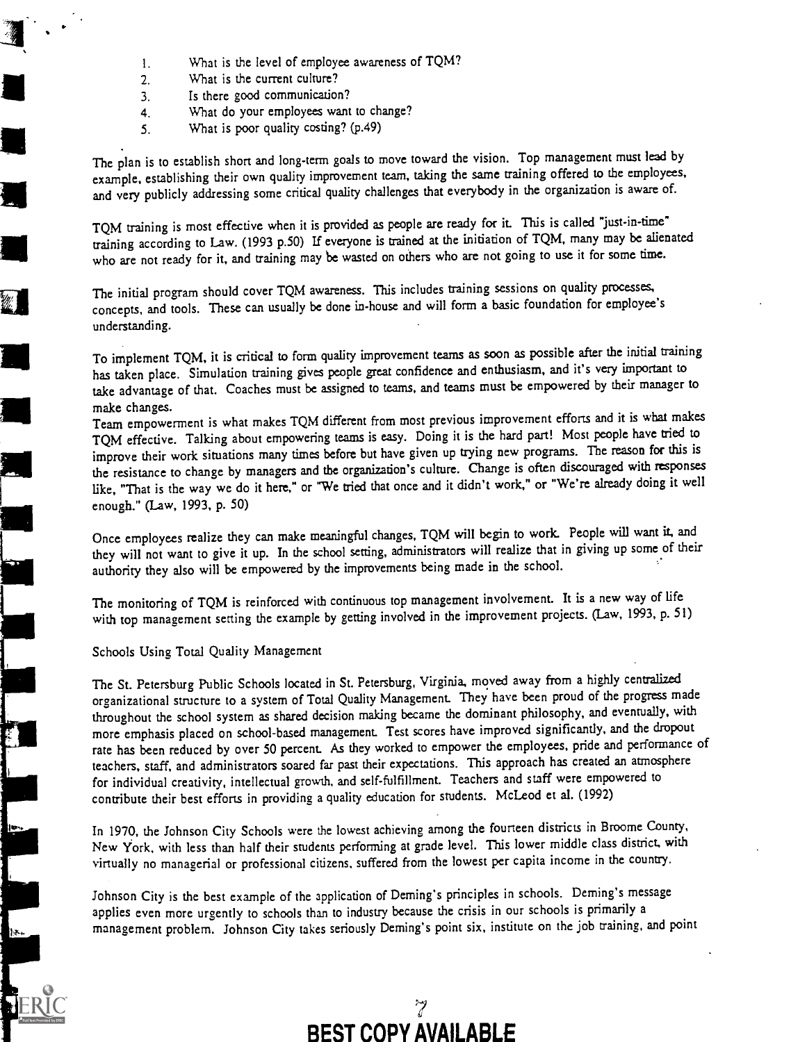1. What is the level of employee awareness of TQM?
2. What is the current culture?
3. Is there good communication?
4. What do your employees want to change?
5. What is poor quality costing? (p.49)

The plan is to establish short and long-term goals to move toward the vision. Top management must lead by example, establishing their own quality improvement team, taking the same training offered to the employees, and very publicly addressing some critical quality challenges that everybody in the organization is aware of.

TQM training is most effective when it is provided as people are ready for it. This is called "just-in-time" training according to Law. (1993 p.50) If everyone is trained at the initiation of TQM, many may be alienated who are not ready for it, and training may be wasted on others who are not going to use it for some time.

The initial program should cover TQM awareness. This includes training sessions on quality processes, concepts, and tools. These can usually be done in-house and will form a basic foundation for employee's understanding.

To implement TQM, it is critical to form quality improvement teams as soon as possible after the initial training has taken place. Simulation training gives people great confidence and enthusiasm, and it's very important to take advantage of that. Coaches must be assigned to teams, and teams must be empowered by their manager to make changes.

Team empowerment is what makes TQM different from most previous improvement efforts and it is what makes TQM effective. Talking about empowering teams is easy. Doing it is the hard part! Most people have tried to improve their work situations many times before but have given up trying new programs. The reason for this is the resistance to change by managers and the organization's culture. Change is often discouraged with responses like, "That is the way we do it here," or "We tried that once and it didn't work," or "We're already doing it well enough." (Law, 1993, p. 50)

Once employees realize they can make meaningful changes, TQM will begin to work. People will want it, and they will not want to give it up. In the school setting, administrators will realize that in giving up some of their authority they also will be empowered by the improvements being made in the school.

The monitoring of TQM is reinforced with continuous top management involvement. It is a new way of life with top management setting the example by getting involved in the improvement projects. (Law, 1993, p. 51)

## Schools Using Total Quality Management

The St. Petersburg Public Schools located in St. Petersburg, Virginia, moved away from a highly centralized organizational structure to a system of Total Quality Management. They have been proud of the progress made throughout the school system as shared decision making became the dominant philosophy, and eventually, with more emphasis placed on school-based management. Test scores have improved significantly, and the dropout rate has been reduced by over 50 percent. As they worked to empower the employees, pride and performance of teachers, staff, and administrators soared far past their expectations. This approach has created an atmosphere for individual creativity, intellectual growth, and self-fulfillment. Teachers and staff were empowered to contribute their best efforts in providing a quality education for students. McLeod et al. (1992)

In 1970, the Johnson City Schools were the lowest achieving among the fourteen districts in Broome County, New York, with less than half their students performing at grade level. This lower middle class district, with virtually no managerial or professional citizens, suffered from the lowest per capita income in the country.

Johnson City is the best example of the application of Deming's principles in schools. Deming's message applies even more urgently to schools than to industry because the crisis in our schools is primarily a management problem. Johnson City takes seriously Deming's point six, institute on the job training, and point

**BEST COPY AVAILABLE**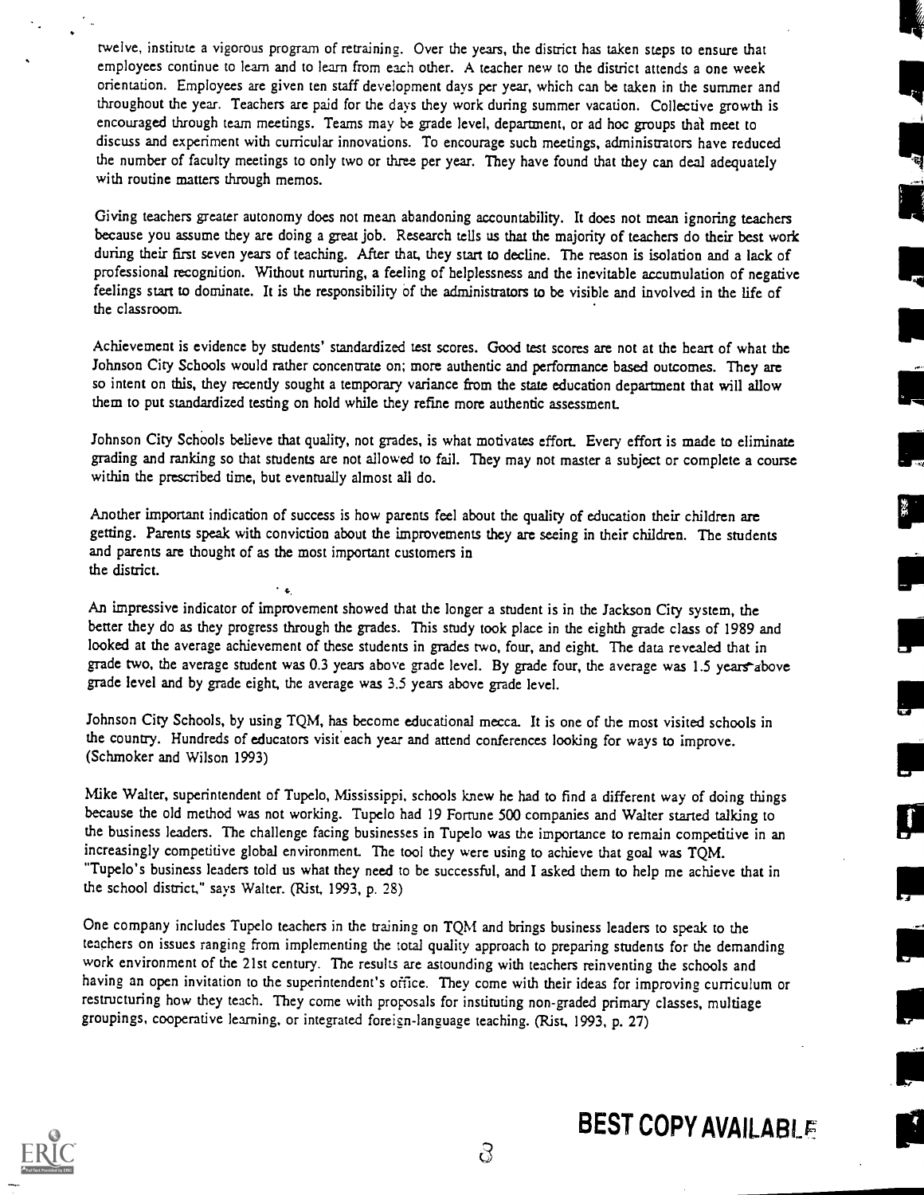twelve, institute a vigorous program of retraining. Over the years, the district has taken steps to ensure that employees continue to learn and to learn from each other. A teacher new to the district attends a one week orientation. Employees are given ten staff development days per year, which can be taken in the summer and throughout the year. Teachers are paid for the days they work during summer vacation. Collective growth is encouraged through team meetings. Teams may be grade level, department, or ad hoc groups that meet to discuss and experiment with curricular innovations. To encourage such meetings, administrators have reduced the number of faculty meetings to only two or three per year. They have found that they can deal adequately with routine matters through memos.

Giving teachers greater autonomy does not mean abandoning accountability. It does not mean ignoring teachers because you assume they are doing a great job. Research tells us that the majority of teachers do their best work during their first seven years of teaching. After that, they start to decline. The reason is isolation and a lack of professional recognition. Without nurturing, a feeling of helplessness and the inevitable accumulation of negative feelings start to dominate. It is the responsibility of the administrators to be visible and involved in the life of the classroom.

Achievement is evidence by students' standardized test scores. Good test scores are not at the heart of what the Johnson City Schools would rather concentrate on; more authentic and performance based outcomes. They are so intent on this, they recently sought a temporary variance from the state education department that will allow them to put standardized testing on hold while they refine more authentic assessment.

Johnson City Schools believe that quality, not grades, is what motivates effort. Every effort is made to eliminate grading and ranking so that students are not allowed to fail. They may not master a subject or complete a course within the prescribed time, but eventually almost all do.

Another important indication of success is how parents feel about the quality of education their children are getting. Parents speak with conviction about the improvements they are seeing in their children. The students and parents are thought of as the most important customers in the district.

An impressive indicator of improvement showed that the longer a student is in the Jackson City system, the better they do as they progress through the grades. This study took place in the eighth grade class of 1989 and looked at the average achievement of these students in grades two, four, and eight. The data revealed that in grade two, the average student was 0.3 years above grade level. By grade four, the average was 1.5 years above grade level and by grade eight, the average was 3.5 years above grade level.

Johnson City Schools, by using TQM, has become educational mecca. It is one of the most visited schools in the country. Hundreds of educators visit each year and attend conferences looking for ways to improve. (Schmoker and Wilson 1993)

Mike Walter, superintendent of Tupelo, Mississippi, schools knew he had to find a different way of doing things because the old method was not working. Tupelo had 19 Fortune 500 companies and Walter started talking to the business leaders. The challenge facing businesses in Tupelo was the importance to remain competitive in an increasingly competitive global environment. The tool they were using to achieve that goal was TQM. "Tupelo's business leaders told us what they need to be successful, and I asked them to help me achieve that in the school district," says Walter. (Rist, 1993, p. 28)

One company includes Tupelo teachers in the training on TQM and brings business leaders to speak to the teachers on issues ranging from implementing the total quality approach to preparing students for the demanding work environment of the 21st century. The results are astounding with teachers reinventing the schools and having an open invitation to the superintendent's office. They come with their ideas for improving curriculum or restructuring how they teach. They come with proposals for instituting non-graded primary classes, multiage groupings, cooperative learning, or integrated foreign-language teaching. (Rist, 1993, p. 27)

**BEST COPY AVAILABLE**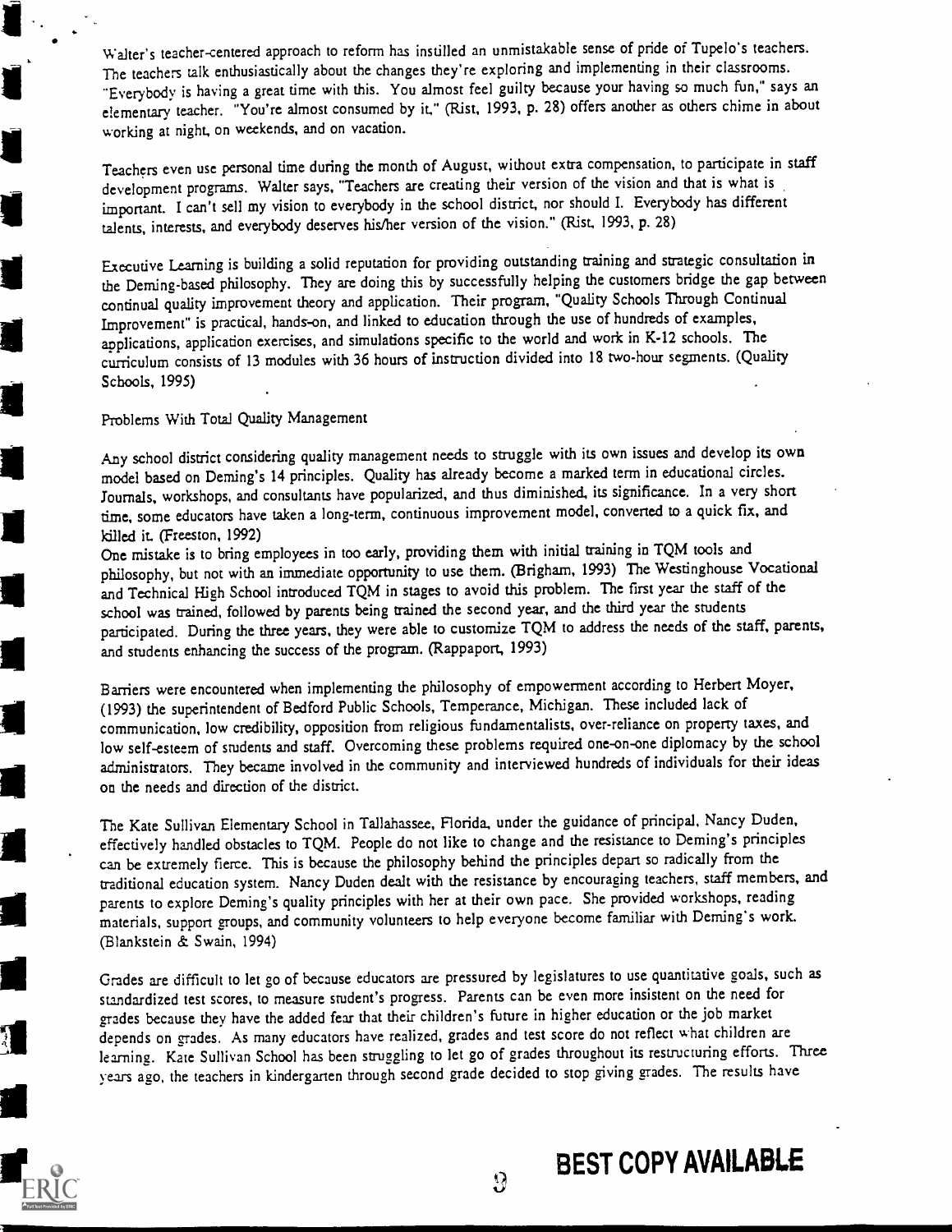Walter's teacher-centered approach to reform has instilled an unmistakable sense of pride of Tupelo's teachers. The teachers talk enthusiastically about the changes they're exploring and implementing in their classrooms. "Everybody is having a great time with this. You almost feel guilty because your having so much fun," says an elementary teacher. "You're almost consumed by it," (Rist, 1993, p. 28) offers another as others chime in about working at night, on weekends, and on vacation.

Teachers even use personal time during the month of August, without extra compensation, to participate in staff development programs. Walter says, "Teachers are creating their version of the vision and that is what is important. I can't sell my vision to everybody in the school district, nor should I. Everybody has different talents, interests, and everybody deserves his/her version of the vision." (Rist, 1993, p. 28)

Executive Learning is building a solid reputation for providing outstanding training and strategic consultation in the Deming-based philosophy. They are doing this by successfully helping the customers bridge the gap between continual quality improvement theory and application. Their program, "Quality Schools Through Continual Improvement" is practical, hands-on, and linked to education through the use of hundreds of examples, applications, application exercises, and simulations specific to the world and work in K-12 schools. The curriculum consists of 13 modules with 36 hours of instruction divided into 18 two-hour segments. (Quality Schools, 1995)

## Problems With Total Quality Management

Any school district considering quality management needs to struggle with its own issues and develop its own model based on Deming's 14 principles. Quality has already become a marked term in educational circles. Journals, workshops, and consultants have popularized, and thus diminished, its significance. In a very short time, some educators have taken a long-term, continuous improvement model, converted to a quick fix, and killed it. (Freeston, 1992)

One mistake is to bring employees in too early, providing them with initial training in TQM tools and philosophy, but not with an immediate opportunity to use them. (Brigham, 1993) The Westinghouse Vocational and Technical High School introduced TQM in stages to avoid this problem. The first year the staff of the school was trained, followed by parents being trained the second year, and the third year the students participated. During the three years, they were able to customize TQM to address the needs of the staff, parents, and students enhancing the success of the program. (Rappaport, 1993)

Barriers were encountered when implementing the philosophy of empowerment according to Herbert Moyer, (1993) the superintendent of Bedford Public Schools, Temperance, Michigan. These included lack of communication, low credibility, opposition from religious fundamentalists, over-reliance on property taxes, and low self-esteem of students and staff. Overcoming these problems required one-on-one diplomacy by the school administrators. They became involved in the community and interviewed hundreds of individuals for their ideas on the needs and direction of the district.

The Kate Sullivan Elementary School in Tallahassee, Florida, under the guidance of principal, Nancy Duden, effectively handled obstacles to TQM. People do not like to change and the resistance to Deming's principles can be extremely fierce. This is because the philosophy behind the principles depart so radically from the traditional education system. Nancy Duden dealt with the resistance by encouraging teachers, staff members, and parents to explore Deming's quality principles with her at their own pace. She provided workshops, reading materials, support groups, and community volunteers to help everyone become familiar with Deming's work. (Blankstein & Swain, 1994)

Grades are difficult to let go of because educators are pressured by legislatures to use quantitative goals, such as standardized test scores, to measure student's progress. Parents can be even more insistent on the need for grades because they have the added fear that their children's future in higher education or the job market depends on grades. As many educators have realized, grades and test score do not reflect what children are learning. Kate Sullivan School has been struggling to let go of grades throughout its restructuring efforts. Three years ago, the teachers in kindergarten through second grade decided to stop giving grades. The results have

BEST COPY AVAILABLE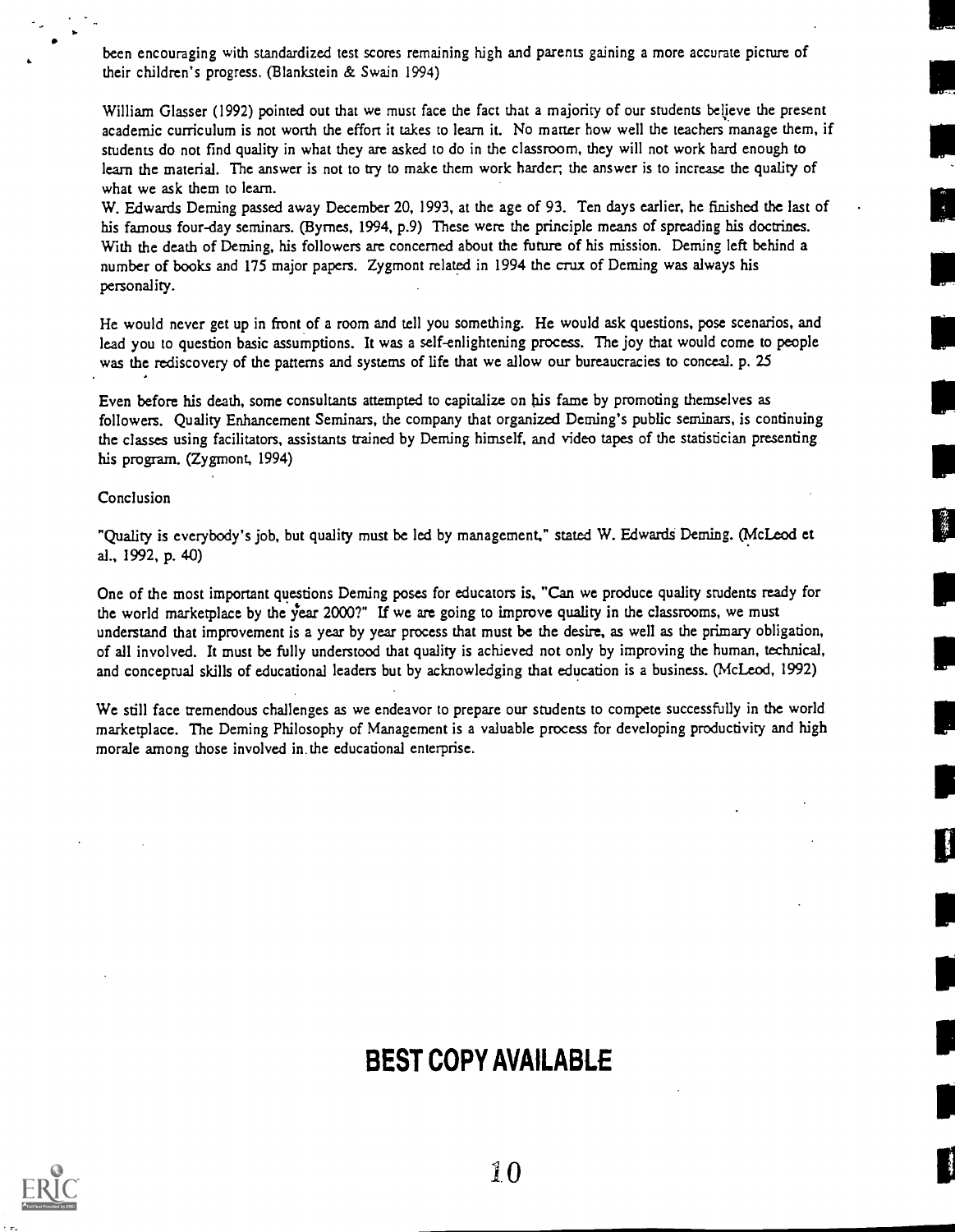been encouraging with standardized test scores remaining high and parents gaining a more accurate picture of their children's progress. (Blankstein & Swain 1994)

William Glasser (1992) pointed out that we must face the fact that a majority of our students believe the present academic curriculum is not worth the effort it takes to learn it. No matter how well the teachers manage them, if students do not find quality in what they are asked to do in the classroom, they will not work hard enough to learn the material. The answer is not to try to make them work harder; the answer is to increase the quality of what we ask them to learn.

W. Edwards Deming passed away December 20, 1993, at the age of 93. Ten days earlier, he finished the last of his famous four-day seminars. (Byrnes, 1994, p.9) These were the principle means of spreading his doctrines. With the death of Deming, his followers are concerned about the future of his mission. Deming left behind a number of books and 175 major papers. Zygmont related in 1994 the crux of Deming was always his personality.

He would never get up in front of a room and tell you something. He would ask questions, pose scenarios, and lead you to question basic assumptions. It was a self-enlightening process. The joy that would come to people was the rediscovery of the patterns and systems of life that we allow our bureaucracies to conceal. p. 25

Even before his death, some consultants attempted to capitalize on his fame by promoting themselves as followers. Quality Enhancement Seminars, the company that organized Deming's public seminars, is continuing the classes using facilitators, assistants trained by Deming himself, and video tapes of the statistician presenting his program. (Zygmont, 1994)

## Conclusion

"Quality is everybody's job, but quality must be led by management," stated W. Edwards Deming. (McLeod et al., 1992, p. 40)

One of the most important questions Deming poses for educators is, "Can we produce quality students ready for the world marketplace by the year 2000?" If we are going to improve quality in the classrooms, we must understand that improvement is a year by year process that must be the desire, as well as the primary obligation, of all involved. It must be fully understood that quality is achieved not only by improving the human, technical, and conceptual skills of educational leaders but by acknowledging that education is a business. (McLeod, 1992)

We still face tremendous challenges as we endeavor to prepare our students to compete successfully in the world marketplace. The Deming Philosophy of Management is a valuable process for developing productivity and high morale among those involved in the educational enterprise.

**BEST COPY AVAILABLE**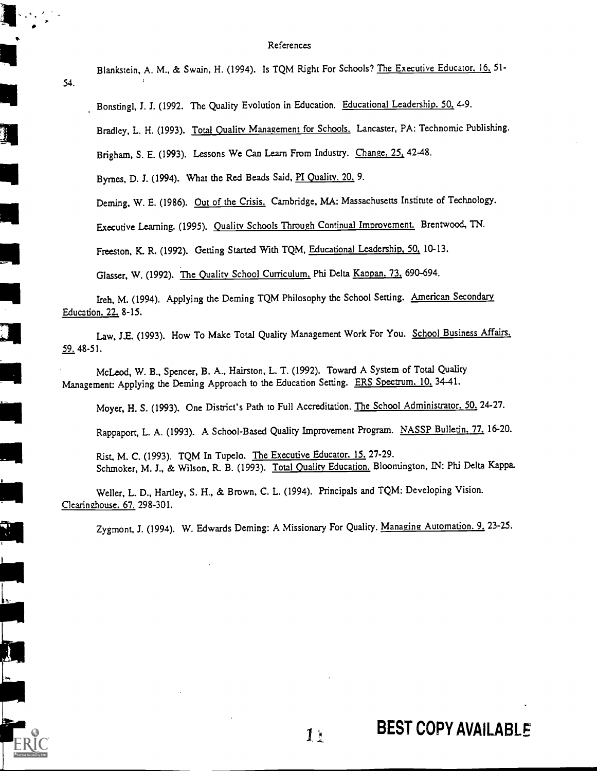# References

Blankstein, A. M., & Swain, H. (1994). Is TQM Right For Schools? The Executive Educator. 16. 51-54.

Bonstingl, J. J. (1992. The Quality Evolution in Education. Educational Leadership. 50. 4-9.

Bradley, L. H. (1993). Total Quality Management for Schools. Lancaster, PA: Technomic Publishing.

Brigham, S. E. (1993). Lessons We Can Learn From Industry. Change. 25. 42-48.

Byrnes, D. J. (1994). What the Red Beads Said, PI Quality. 20. 9.

Deming, W. E. (1986). Out of the Crisis. Cambridge, MA: Massachusetts Institute of Technology.

Executive Learning. (1995). Quality Schools Through Continual Improvement. Brentwood, TN.

Freeston, K. R. (1992). Getting Started With TQM, Educational Leadership. 50. 10-13.

Glasser, W. (1992). The Quality School Curriculum. Phi Delta Kappan. 73. 690-694.

Ireh, M. (1994). Applying the Deming TQM Philosophy the School Setting. American Secondary Education. 22. 8-15.

Law, J.E. (1993). How To Make Total Quality Management Work For You. School Business Affairs. 59. 48-51.

McLeod, W. B., Spencer, B. A., Hairston, L. T. (1992). Toward A System of Total Quality Management: Applying the Deming Approach to the Education Setting. ERS Spectrum. 10. 34-41.

Moyer, H. S. (1993). One District's Path to Full Accreditation. The School Administrator. 50. 24-27.

Rappaport, L. A. (1993). A School-Based Quality Improvement Program. NASSP Bulletin. 77. 16-20.

Rist, M. C. (1993). TQM In Tupelo. The Executive Educator. 15. 27-29.

Schmoker, M. J., & Wilson, R. B. (1993). Total Quality Education. Bloomington, IN: Phi Delta Kappa.

Weller, L. D., Hartley, S. H., & Brown, C. L. (1994). Principals and TQM: Developing Vision. Clearinghouse. 67. 298-301.

Zygmont, J. (1994). W. Edwards Deming: A Missionary For Quality. Managing Automation. 9. 23-25.

BEST COPY AVAILABLE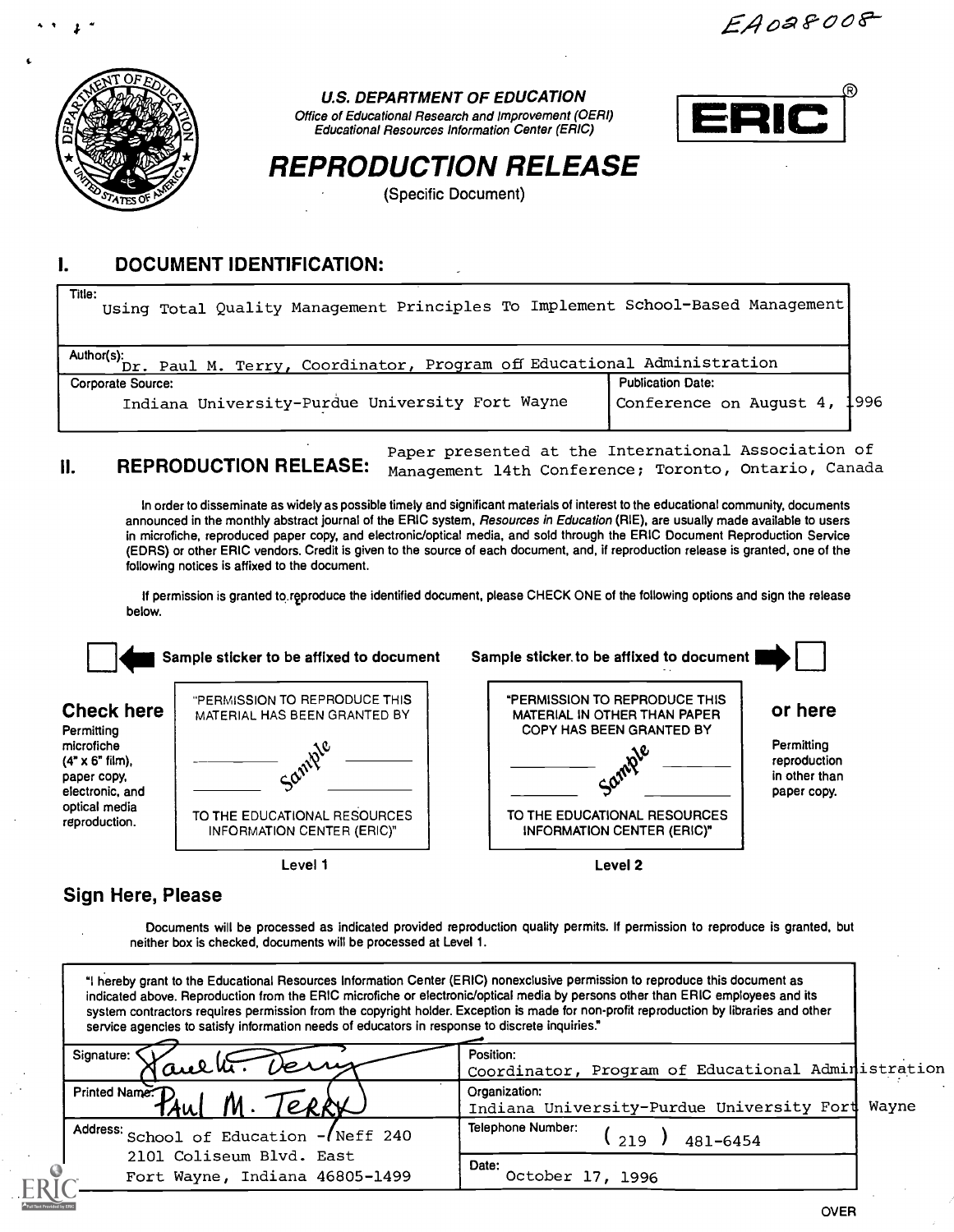EA028008

U.S. DEPARTMENT OF EDUCATION

*Office of Educational Research and Improvement (OERI)*
*Educational Resources Information Center (ERIC)*

ERIC®

# REPRODUCTION RELEASE

(Specific Document)

## I. DOCUMENT IDENTIFICATION:

| Title: Using Total Quality Management Principles To Implement School-Based Management | |
|---|---|
| Author(s): Dr. Paul M. Terry, Coordinator, Program off Educational Administration | |
| Corporate Source: Indiana University-Purdue University Fort Wayne | Publication Date: Conference on August 4, 1996 |

## II. REPRODUCTION RELEASE:

Paper presented at the International Association of Management 14th Conference; Toronto, Ontario, Canada

In order to disseminate as widely as possible timely and significant materials of interest to the educational community, documents announced in the monthly abstract journal of the ERIC system, *Resources in Education* (RIE), are usually made available to users in microfiche, reproduced paper copy, and electronic/optical media, and sold through the ERIC Document Reproduction Service (EDRS) or other ERIC vendors. Credit is given to the source of each document, and, if reproduction release is granted, one of the following notices is affixed to the document.

If permission is granted to reproduce the identified document, please CHECK ONE of the following options and sign the release below.

| | Sample sticker to be affixed to document | Sample sticker to be affixed to document | |
|---|---|---|---|
| **Check here** Permitting microfiche (4" x 6" film), paper copy, electronic, and optical media reproduction. | "PERMISSION TO REPRODUCE THIS MATERIAL HAS BEEN GRANTED BY _Sample_ TO THE EDUCATIONAL RESOURCES INFORMATION CENTER (ERIC)" | "PERMISSION TO REPRODUCE THIS MATERIAL IN OTHER THAN PAPER COPY HAS BEEN GRANTED BY _Sample_ TO THE EDUCATIONAL RESOURCES INFORMATION CENTER (ERIC)" | **or here** Permitting reproduction in other than paper copy. |
| | Level 1 | Level 2 | |

## Sign Here, Please

Documents will be processed as indicated provided reproduction quality permits. If permission to reproduce is granted, but neither box is checked, documents will be processed at Level 1.

"I hereby grant to the Educational Resources Information Center (ERIC) nonexclusive permission to reproduce this document as indicated above. Reproduction from the ERIC microfiche or electronic/optical media by persons other than ERIC employees and its system contractors requires permission from the copyright holder. Exception is made for non-profit reproduction by libraries and other service agencies to satisfy information needs of educators in response to discrete inquiries."

| | |
|---|---|
| Signature: Paul M. Terry | Position: Coordinator, Program of Educational Administration |
| Printed Name: PAUL M. TERRY | Organization: Indiana University-Purdue University Fort Wayne |
| Address: School of Education - Neff 240, 2101 Coliseum Blvd. East, Fort Wayne, Indiana 46805-1499 | Telephone Number: (219) 481-6454 |
| | Date: October 17, 1996 |

OVER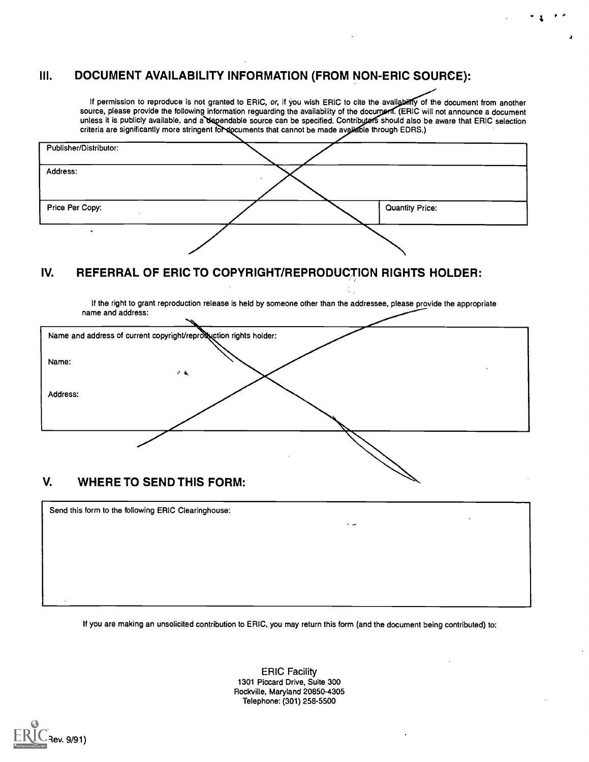## III. DOCUMENT AVAILABILITY INFORMATION (FROM NON-ERIC SOURCE):

If permission to reproduce is not granted to ERIC, *or*, if you wish ERIC to cite the availability of the document from another source, please provide the following information reguarding the availability of the document. (ERIC will not announce a document unless it is publicly available, and a dependable source can be specified. Contributors should also be aware that ERIC selection criteria are significantly more stringent for documents that cannot be made available through EDRS.)

| | |
|---|---|
| Publisher/Distributor: | |
| Address: | |
| Price Per Copy: | Quantity Price: |

## IV. REFERRAL OF ERIC TO COPYRIGHT/REPRODUCTION RIGHTS HOLDER:

If the right to grant reproduction release is held by someone other than the addressee, please provide the appropriate name and address:

Name and address of current copyright/reproduction rights holder:

Name:

Address:

## V. WHERE TO SEND THIS FORM:

Send this form to the following ERIC Clearinghouse:

If you are making an unsolicited contribution to ERIC, you may return this form (and the document being contributed) to:

ERIC Facility
1301 Piccard Drive, Suite 300
Rockville, Maryland 20850-4305
Telephone: (301) 258-5500

(Rev. 9/91)